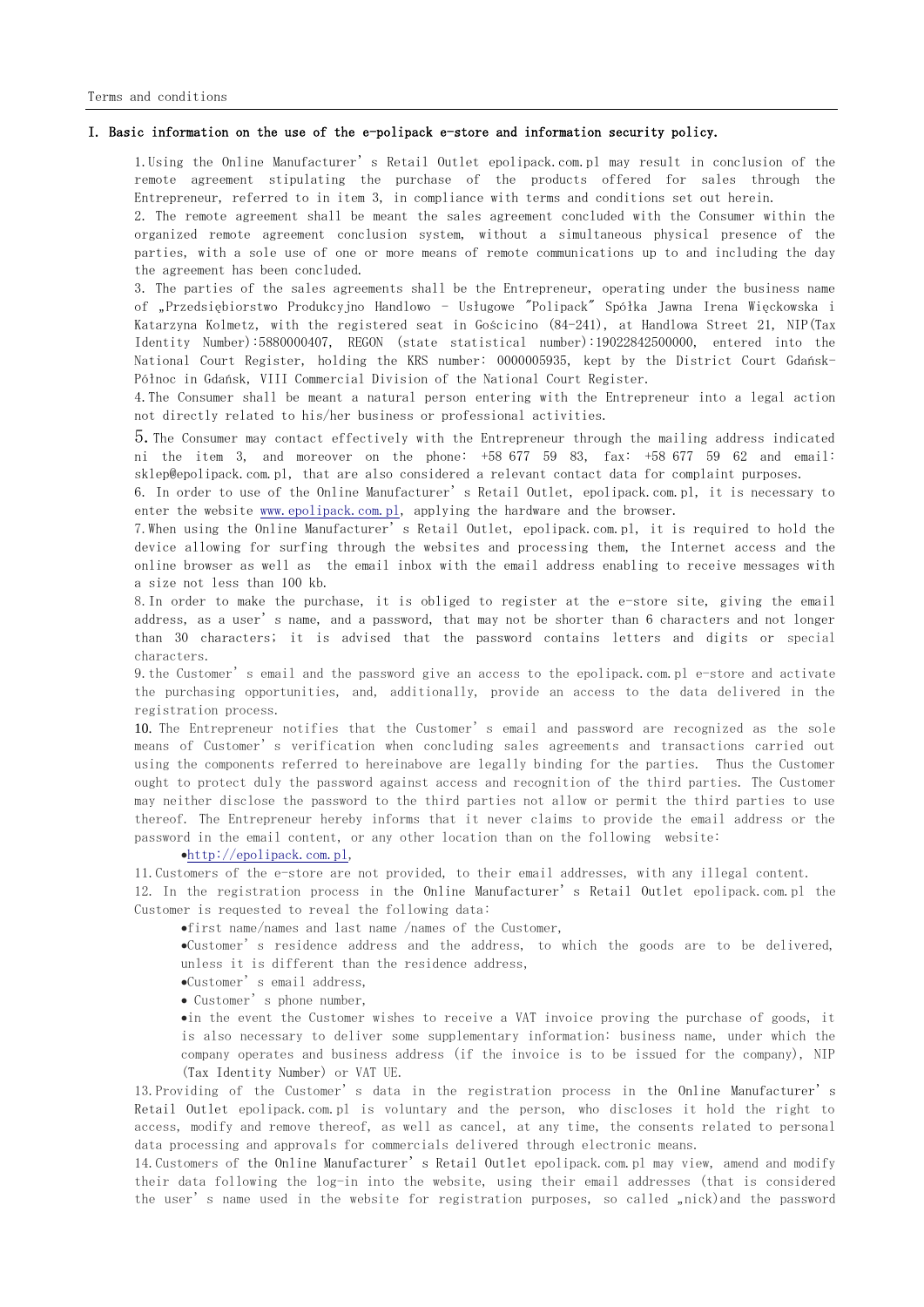Terms and conditions

## I. Basic information on the use of the e-polipack e-store and information security policy.

1.Using the Online Manufacturer's Retail Outlet epolipack.com.pl may result in conclusion of the remote agreement stipulating the purchase of the products offered for sales through the Entrepreneur, referred to in item 3, in compliance with terms and conditions set out herein.

2. The remote agreement shall be meant the sales agreement concluded with the Consumer within the organized remote agreement conclusion system, without a simultaneous physical presence of the parties, with a sole use of one or more means of remote communications up to and including the day the agreement has been concluded.

3. The parties of the sales agreements shall be the Entrepreneur, operating under the business name of „Przedsiębiorstwo Produkcyjno Handlowo - Usługowe "Polipack" Spółka Jawna Irena Więckowska i Katarzyna Kolmetz, with the registered seat in Gościcino (84-241), at Handlowa Street 21, NIP(Tax Identity Number):5880000407, REGON (state statistical number):19022842500000, entered into the National Court Register, holding the KRS number: 0000005935, kept by the District Court Gdańsk-Północ in Gdańsk, VIII Commercial Division of the National Court Register.

4.The Consumer shall be meant a natural person entering with the Entrepreneur into a legal action not directly related to his/her business or professional activities.

5.The Consumer may contact effectively with the Entrepreneur through the mailing address indicated ni the item 3, and moreover on the phone: +58 677 59 83, fax: +58 677 59 62 and email: sklep@epolipack.com.pl, that are also considered a relevant contact data for complaint purposes.

6. In order to use of the Online Manufacturer's Retail Outlet, epolipack.com.pl, it is necessary to enter the website www.epolipack.com.pl, applying the hardware and the browser.

7.When using the Online Manufacturer's Retail Outlet, epolipack.com.pl, it is required to hold the device allowing for surfing through the websites and processing them, the Internet access and the online browser as well as the email inbox with the email address enabling to receive messages with a size not less than 100 kb.

8.In order to make the purchase, it is obliged to register at the e-store site, giving the email address, as a user's name, and a password, that may not be shorter than 6 characters and not longer than 30 characters; it is advised that the password contains letters and digits or special characters.

9.the Customer's email and the password give an access to the epolipack.com.pl e-store and activate the purchasing opportunities, and, additionally, provide an access to the data delivered in the registration process.

10. The Entrepreneur notifies that the Customer's email and password are recognized as the sole means of Customer's verification when concluding sales agreements and transactions carried out using the components referred to hereinabove are legally binding for the parties. Thus the Customer ought to protect duly the password against access and recognition of the third parties. The Customer may neither disclose the password to the third parties not allow or permit the third parties to use thereof. The Entrepreneur hereby informs that it never claims to provide the email address or the password in the email content, or any other location than on the following website:

- http://epolipack.com.pl,

11.Customers of the e-store are not provided, to their email addresses, with any illegal content.

12. In the registration process in the Online Manufacturer's Retail Outlet epolipack.com.pl the Customer is requested to reveal the following data:

- first name/names and last name /names of the Customer,
- Customer's residence address and the address, to which the goods are to be delivered, unless it is different than the residence address,
- Customer's email address,
- Customer's phone number,
- in the event the Customer wishes to receive a VAT invoice proving the purchase of goods, it is also necessary to deliver some supplementary information: business name, under which the company operates and business address (if the invoice is to be issued for the company), NIP (Tax Identity Number) or VAT UE.

13.Providing of the Customer's data in the registration process in the Online Manufacturer's Retail Outlet epolipack.com.pl is voluntary and the person, who discloses it hold the right to access, modify and remove thereof, as well as cancel, at any time, the consents related to personal data processing and approvals for commercials delivered through electronic means.

14.Customers of the Online Manufacturer's Retail Outlet epolipack.com.pl may view, amend and modify their data following the log-in into the website, using their email addresses (that is considered the user's name used in the website for registration purposes, so called „nick)and the password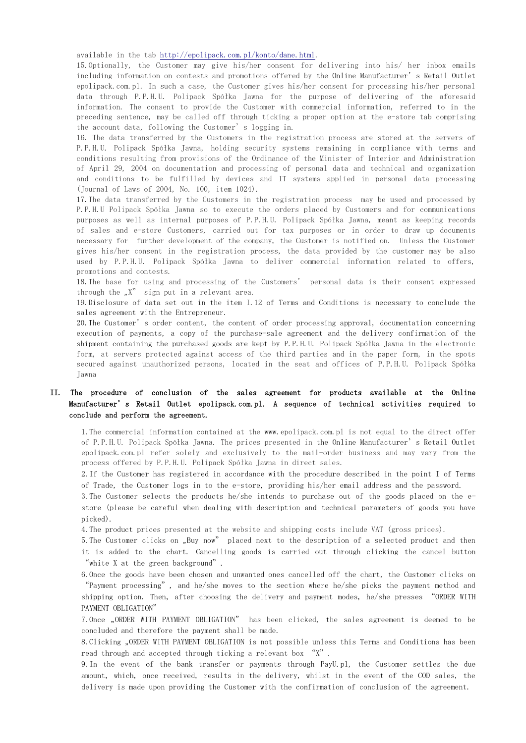available in the tab http://epolipack.com.pl/konto/dane.html.

15. Optionally, the Customer may give his/her consent for delivering into his/ her inbox emails including information on contests and promotions offered by the Online Manufacturer's Retail Outlet epolipack.com.pl. In such a case, the Customer gives his/her consent for processing his/her personal data through P.P.H.U. Polipack Spółka Jawna for the purpose of delivering of the aforesaid information. The consent to provide the Customer with commercial information, referred to in the preceding sentence, may be called off through ticking a proper option at the e-store tab comprising the account data, following the Customer's logging in.

16. The data transferred by the Customers in the registration process are stored at the servers of P.P.H.U. Polipack Spółka Jawna, holding security systems remaining in compliance with terms and conditions resulting from provisions of the Ordinance of the Minister of Interior and Administration of April 29, 2004 on documentation and processing of personal data and technical and organization and conditions to be fulfilled by devices and IT systems applied in personal data processing (Journal of Laws of 2004, No. 100, item 1024).

17. The data transferred by the Customers in the registration process may be used and processed by P.P.H.U Polipack Spółka Jawna so to execute the orders placed by Customers and for communications purposes as well as internal purposes of P.P.H.U. Polipack Spółka Jawna, meant as keeping records of sales and e-store Customers, carried out for tax purposes or in order to draw up documents necessary for further development of the company, the Customer is notified on. Unless the Customer gives his/her consent in the registration process, the data provided by the customer may be also used by P.P.H.U. Polipack Spółka Jawna to deliver commercial information related to offers, promotions and contests.

18. The base for using and processing of the Customers' personal data is their consent expressed through the „X" sign put in a relevant area.

19. Disclosure of data set out in the item I.12 of Terms and Conditions is necessary to conclude the sales agreement with the Entrepreneur.

20. The Customer's order content, the content of order processing approval, documentation concerning execution of payments, a copy of the purchase-sale agreement and the delivery confirmation of the shipment containing the purchased goods are kept by P.P.H.U. Polipack Spółka Jawna in the electronic form, at servers protected against access of the third parties and in the paper form, in the spots secured against unauthorized persons, located in the seat and offices of P.P.H.U. Polipack Spółka Jawna

## II. The procedure of conclusion of the sales agreement for products available at the Online Manufacturer's Retail Outlet epolipack.com.pl. A sequence of technical activities required to conclude and perform the agreement.

1. The commercial information contained at the www.epolipack.com.pl is not equal to the direct offer of P.P.H.U. Polipack Spółka Jawna. The prices presented in the Online Manufacturer's Retail Outlet epolipack.com.pl refer solely and exclusively to the mail-order business and may vary from the process offered by P.P.H.U. Polipack Spółka Jawna in direct sales.

2. If the Customer has registered in accordance with the procedure described in the point I of Terms of Trade, the Customer logs in to the e-store, providing his/her email address and the password.

3. The Customer selects the products he/she intends to purchase out of the goods placed on the e-store (please be careful when dealing with description and technical parameters of goods you have picked).

4. The product prices presented at the website and shipping costs include VAT (gross prices).

5. The Customer clicks on „Buy now" placed next to the description of a selected product and then it is added to the chart. Cancelling goods is carried out through clicking the cancel button "white X at the green background".

6. Once the goods have been chosen and unwanted ones cancelled off the chart, the Customer clicks on "Payment processing", and he/she moves to the section where he/she picks the payment method and shipping option. Then, after choosing the delivery and payment modes, he/she presses "ORDER WITH PAYMENT OBLIGATION"

7. Once „ORDER WITH PAYMENT OBLIGATION" has been clicked, the sales agreement is deemed to be concluded and therefore the payment shall be made.

8. Clicking „ORDER WITH PAYMENT OBLIGATION is not possible unless this Terms and Conditions has been read through and accepted through ticking a relevant box "X".

9. In the event of the bank transfer or payments through PayU.pl, the Customer settles the due amount, which, once received, results in the delivery, whilst in the event of the COD sales, the delivery is made upon providing the Customer with the confirmation of conclusion of the agreement.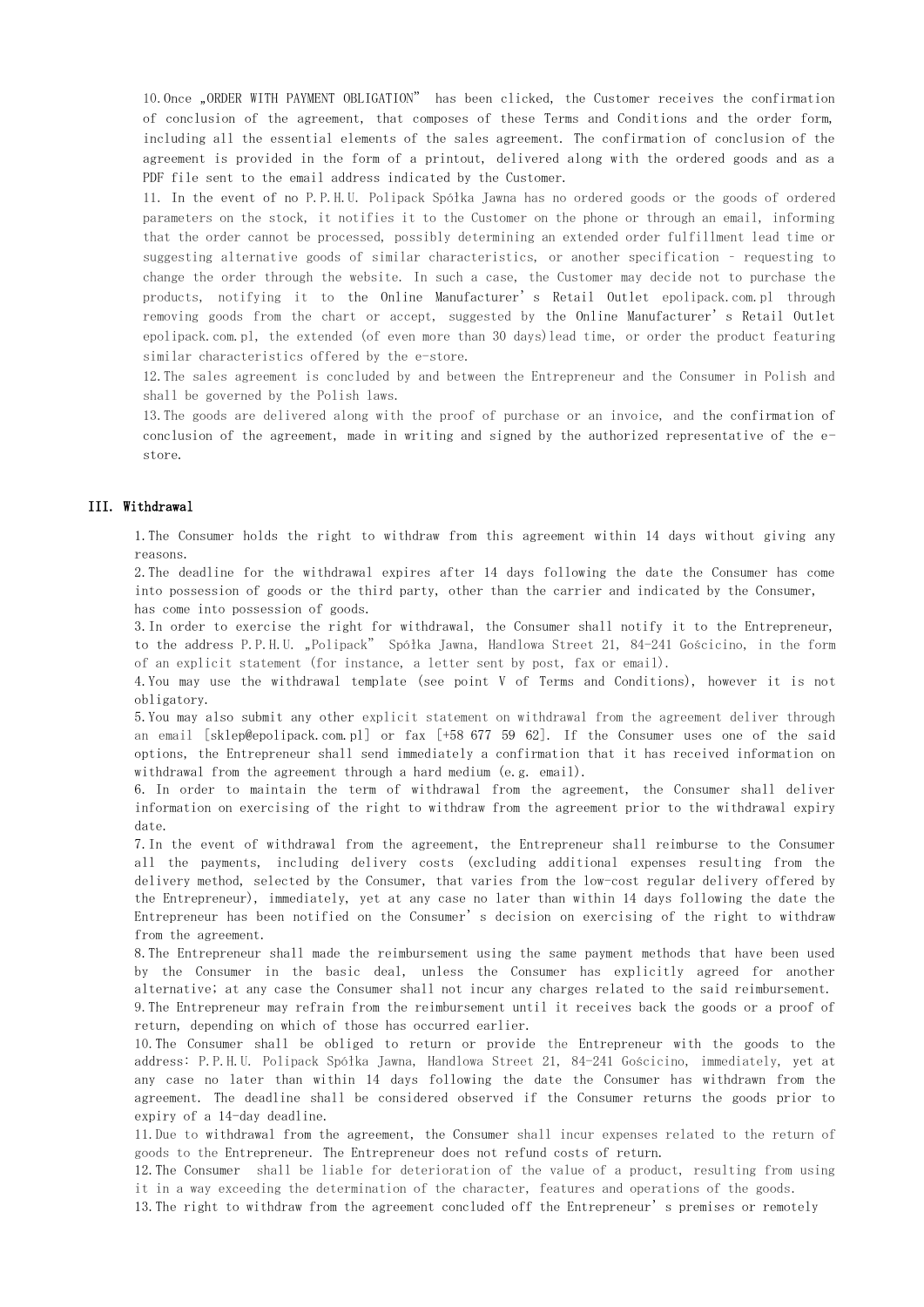10.Once „ORDER WITH PAYMENT OBLIGATION" has been clicked, the Customer receives the confirmation of conclusion of the agreement, that composes of these Terms and Conditions and the order form, including all the essential elements of the sales agreement. The confirmation of conclusion of the agreement is provided in the form of a printout, delivered along with the ordered goods and as a PDF file sent to the email address indicated by the Customer.

11. In the event of no P.P.H.U. Polipack Spółka Jawna has no ordered goods or the goods of ordered parameters on the stock, it notifies it to the Customer on the phone or through an email, informing that the order cannot be processed, possibly determining an extended order fulfillment lead time or suggesting alternative goods of similar characteristics, or another specification – requesting to change the order through the website. In such a case, the Customer may decide not to purchase the products, notifying it to the Online Manufacturer's Retail Outlet epolipack.com.pl through removing goods from the chart or accept, suggested by the Online Manufacturer's Retail Outlet epolipack.com.pl, the extended (of even more than 30 days)lead time, or order the product featuring similar characteristics offered by the e-store.

12.The sales agreement is concluded by and between the Entrepreneur and the Consumer in Polish and shall be governed by the Polish laws.

13.The goods are delivered along with the proof of purchase or an invoice, and the confirmation of conclusion of the agreement, made in writing and signed by the authorized representative of the e-store.

## III. Withdrawal

1.The Consumer holds the right to withdraw from this agreement within 14 days without giving any reasons.

2.The deadline for the withdrawal expires after 14 days following the date the Consumer has come into possession of goods or the third party, other than the carrier and indicated by the Consumer, has come into possession of goods.

3.In order to exercise the right for withdrawal, the Consumer shall notify it to the Entrepreneur, to the address P.P.H.U. „Polipack" Spółka Jawna, Handlowa Street 21, 84-241 Gościcino, in the form of an explicit statement (for instance, a letter sent by post, fax or email).

4.You may use the withdrawal template (see point V of Terms and Conditions), however it is not obligatory.

5.You may also submit any other explicit statement on withdrawal from the agreement deliver through an email [sklep@epolipack.com.pl] or fax [+58 677 59 62]. If the Consumer uses one of the said options, the Entrepreneur shall send immediately a confirmation that it has received information on withdrawal from the agreement through a hard medium (e.g. email).

6. In order to maintain the term of withdrawal from the agreement, the Consumer shall deliver information on exercising of the right to withdraw from the agreement prior to the withdrawal expiry date.

7.In the event of withdrawal from the agreement, the Entrepreneur shall reimburse to the Consumer all the payments, including delivery costs (excluding additional expenses resulting from the delivery method, selected by the Consumer, that varies from the low-cost regular delivery offered by the Entrepreneur), immediately, yet at any case no later than within 14 days following the date the Entrepreneur has been notified on the Consumer's decision on exercising of the right to withdraw from the agreement.

8.The Entrepreneur shall made the reimbursement using the same payment methods that have been used by the Consumer in the basic deal, unless the Consumer has explicitly agreed for another alternative; at any case the Consumer shall not incur any charges related to the said reimbursement.

9.The Entrepreneur may refrain from the reimbursement until it receives back the goods or a proof of return, depending on which of those has occurred earlier.

10.The Consumer shall be obliged to return or provide the Entrepreneur with the goods to the address: P.P.H.U. Polipack Spółka Jawna, Handlowa Street 21, 84-241 Gościcino, immediately, yet at any case no later than within 14 days following the date the Consumer has withdrawn from the agreement. The deadline shall be considered observed if the Consumer returns the goods prior to expiry of a 14-day deadline.

11.Due to withdrawal from the agreement, the Consumer shall incur expenses related to the return of goods to the Entrepreneur. The Entrepreneur does not refund costs of return.

12.The Consumer shall be liable for deterioration of the value of a product, resulting from using it in a way exceeding the determination of the character, features and operations of the goods.

13.The right to withdraw from the agreement concluded off the Entrepreneur's premises or remotely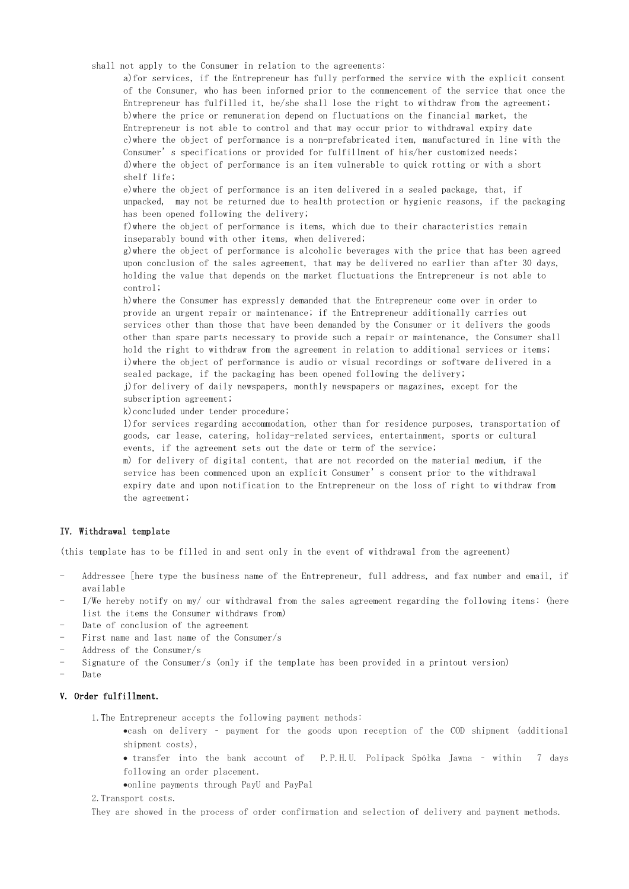shall not apply to the Consumer in relation to the agreements:

a)for services, if the Entrepreneur has fully performed the service with the explicit consent of the Consumer, who has been informed prior to the commencement of the service that once the Entrepreneur has fulfilled it, he/she shall lose the right to withdraw from the agreement;
b)where the price or remuneration depend on fluctuations on the financial market, the Entrepreneur is not able to control and that may occur prior to withdrawal expiry date
c)where the object of performance is a non-prefabricated item, manufactured in line with the Consumer's specifications or provided for fulfillment of his/her customized needs;
d)where the object of performance is an item vulnerable to quick rotting or with a short shelf life;
e)where the object of performance is an item delivered in a sealed package, that, if unpacked, may not be returned due to health protection or hygienic reasons, if the packaging has been opened following the delivery;
f)where the object of performance is items, which due to their characteristics remain inseparably bound with other items, when delivered;
g)where the object of performance is alcoholic beverages with the price that has been agreed upon conclusion of the sales agreement, that may be delivered no earlier than after 30 days, holding the value that depends on the market fluctuations the Entrepreneur is not able to control;
h)where the Consumer has expressly demanded that the Entrepreneur come over in order to provide an urgent repair or maintenance; if the Entrepreneur additionally carries out services other than those that have been demanded by the Consumer or it delivers the goods other than spare parts necessary to provide such a repair or maintenance, the Consumer shall hold the right to withdraw from the agreement in relation to additional services or items;
i)where the object of performance is audio or visual recordings or software delivered in a sealed package, if the packaging has been opened following the delivery;
j)for delivery of daily newspapers, monthly newspapers or magazines, except for the subscription agreement;
k)concluded under tender procedure;
l)for services regarding accommodation, other than for residence purposes, transportation of goods, car lease, catering, holiday-related services, entertainment, sports or cultural events, if the agreement sets out the date or term of the service;
m) for delivery of digital content, that are not recorded on the material medium, if the service has been commenced upon an explicit Consumer's consent prior to the withdrawal expiry date and upon notification to the Entrepreneur on the loss of right to withdraw from the agreement;

## IV. Withdrawal template

(this template has to be filled in and sent only in the event of withdrawal from the agreement)

- Addressee [here type the business name of the Entrepreneur, full address, and fax number and email, if available
- I/We hereby notify on my/ our withdrawal from the sales agreement regarding the following items: (here list the items the Consumer withdraws from)
- Date of conclusion of the agreement
- First name and last name of the Consumer/s
- Address of the Consumer/s
- Signature of the Consumer/s (only if the template has been provided in a printout version)
- Date

## V. Order fulfillment.

1. The Entrepreneur accepts the following payment methods:
   - cash on delivery – payment for the goods upon reception of the COD shipment (additional shipment costs),
   - transfer into the bank account of P.P.H.U. Polipack Spółka Jawna – within 7 days following an order placement.
   - online payments through PayU and PayPal
2. Transport costs.

They are showed in the process of order confirmation and selection of delivery and payment methods.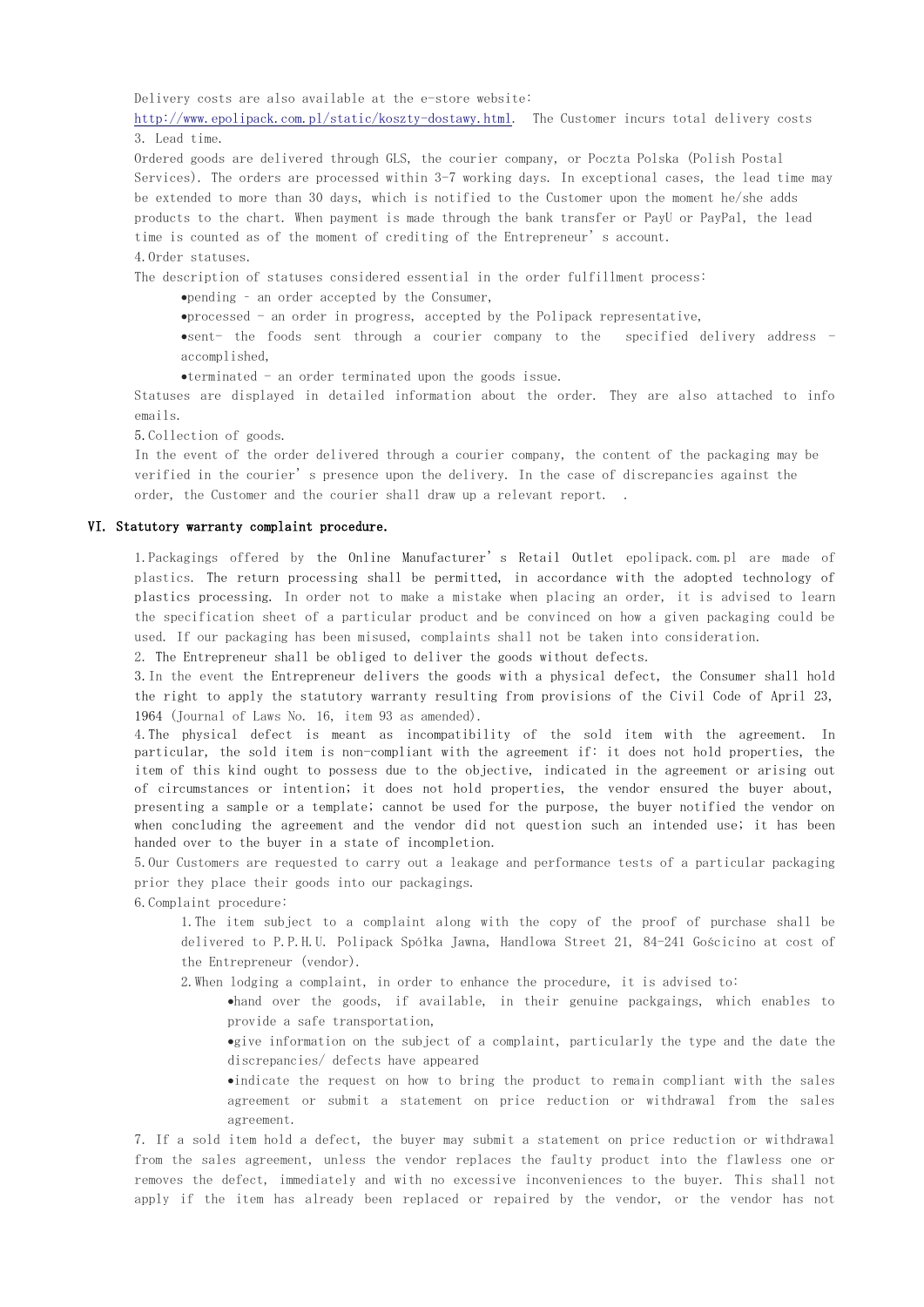Delivery costs are also available at the e-store website: http://www.epolipack.com.pl/static/koszty-dostawy.html. The Customer incurs total delivery costs

3. Lead time.

Ordered goods are delivered through GLS, the courier company, or Poczta Polska (Polish Postal Services). The orders are processed within 3-7 working days. In exceptional cases, the lead time may be extended to more than 30 days, which is notified to the Customer upon the moment he/she adds products to the chart. When payment is made through the bank transfer or PayU or PayPal, the lead time is counted as of the moment of crediting of the Entrepreneur's account.

4. Order statuses.

The description of statuses considered essential in the order fulfillment process:

- pending – an order accepted by the Consumer,
- processed - an order in progress, accepted by the Polipack representative,
- sent- the foods sent through a courier company to the specified delivery address - accomplished,
- terminated - an order terminated upon the goods issue.

Statuses are displayed in detailed information about the order. They are also attached to info emails.

5. Collection of goods.

In the event of the order delivered through a courier company, the content of the packaging may be verified in the courier's presence upon the delivery. In the case of discrepancies against the order, the Customer and the courier shall draw up a relevant report. .

## VI. Statutory warranty complaint procedure.

1. Packagings offered by the Online Manufacturer's Retail Outlet epolipack.com.pl are made of plastics. The return processing shall be permitted, in accordance with the adopted technology of plastics processing. In order not to make a mistake when placing an order, it is advised to learn the specification sheet of a particular product and be convinced on how a given packaging could be used. If our packaging has been misused, complaints shall not be taken into consideration.
2. The Entrepreneur shall be obliged to deliver the goods without defects.
3. In the event the Entrepreneur delivers the goods with a physical defect, the Consumer shall hold the right to apply the statutory warranty resulting from provisions of the Civil Code of April 23, 1964 (Journal of Laws No. 16, item 93 as amended).
4. The physical defect is meant as incompatibility of the sold item with the agreement. In particular, the sold item is non-compliant with the agreement if: it does not hold properties, the item of this kind ought to possess due to the objective, indicated in the agreement or arising out of circumstances or intention; it does not hold properties, the vendor ensured the buyer about, presenting a sample or a template; cannot be used for the purpose, the buyer notified the vendor on when concluding the agreement and the vendor did not question such an intended use; it has been handed over to the buyer in a state of incompletion.
5. Our Customers are requested to carry out a leakage and performance tests of a particular packaging prior they place their goods into our packagings.
6. Complaint procedure:
   1. The item subject to a complaint along with the copy of the proof of purchase shall be delivered to P.P.H.U. Polipack Spółka Jawna, Handlowa Street 21, 84-241 Gościcino at cost of the Entrepreneur (vendor).
   2. When lodging a complaint, in order to enhance the procedure, it is advised to:
      - hand over the goods, if available, in their genuine packgaings, which enables to provide a safe transportation,
      - give information on the subject of a complaint, particularly the type and the date the discrepancies/ defects have appeared
      - indicate the request on how to bring the product to remain compliant with the sales agreement or submit a statement on price reduction or withdrawal from the sales agreement.
7. If a sold item hold a defect, the buyer may submit a statement on price reduction or withdrawal from the sales agreement, unless the vendor replaces the faulty product into the flawless one or removes the defect, immediately and with no excessive inconveniences to the buyer. This shall not apply if the item has already been replaced or repaired by the vendor, or the vendor has not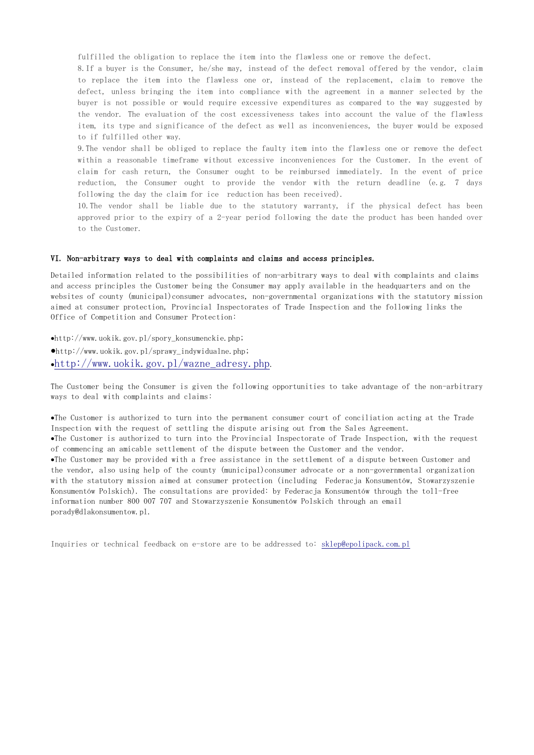fulfilled the obligation to replace the item into the flawless one or remove the defect.

8. If a buyer is the Consumer, he/she may, instead of the defect removal offered by the vendor, claim to replace the item into the flawless one or, instead of the replacement, claim to remove the defect, unless bringing the item into compliance with the agreement in a manner selected by the buyer is not possible or would require excessive expenditures as compared to the way suggested by the vendor. The evaluation of the cost excessiveness takes into account the value of the flawless item, its type and significance of the defect as well as inconveniences, the buyer would be exposed to if fulfilled other way.

9. The vendor shall be obliged to replace the faulty item into the flawless one or remove the defect within a reasonable timeframe without excessive inconveniences for the Customer. In the event of claim for cash return, the Consumer ought to be reimbursed immediately. In the event of price reduction, the Consumer ought to provide the vendor with the return deadline (e.g. 7 days following the day the claim for ice reduction has been received).

10. The vendor shall be liable due to the statutory warranty, if the physical defect has been approved prior to the expiry of a 2-year period following the date the product has been handed over to the Customer.

## VI. Non-arbitrary ways to deal with complaints and claims and access principles.

Detailed information related to the possibilities of non-arbitrary ways to deal with complaints and claims and access principles the Customer being the Consumer may apply available in the headquarters and on the websites of county (municipal)consumer advocates, non-governmental organizations with the statutory mission aimed at consumer protection, Provincial Inspectorates of Trade Inspection and the following links the Office of Competition and Consumer Protection:

- http://www.uokik.gov.pl/spory_konsumenckie.php;
- http://www.uokik.gov.pl/sprawy_indywidualne.php;
- http://www.uokik.gov.pl/wazne_adresy.php.

The Customer being the Consumer is given the following opportunities to take advantage of the non-arbitrary ways to deal with complaints and claims:

- The Customer is authorized to turn into the permanent consumer court of conciliation acting at the Trade Inspection with the request of settling the dispute arising out from the Sales Agreement.
- The Customer is authorized to turn into the Provincial Inspectorate of Trade Inspection, with the request of commencing an amicable settlement of the dispute between the Customer and the vendor.
- The Customer may be provided with a free assistance in the settlement of a dispute between Customer and the vendor, also using help of the county (municipal)consumer advocate or a non-governmental organization with the statutory mission aimed at consumer protection (including Federacja Konsumentów, Stowarzyszenie Konsumentów Polskich). The consultations are provided: by Federacja Konsumentów through the toll-free information number 800 007 707 and Stowarzyszenie Konsumentów Polskich through an email porady@dlakonsumentow.pl.

Inquiries or technical feedback on e-store are to be addressed to: sklep@epolipack.com.pl